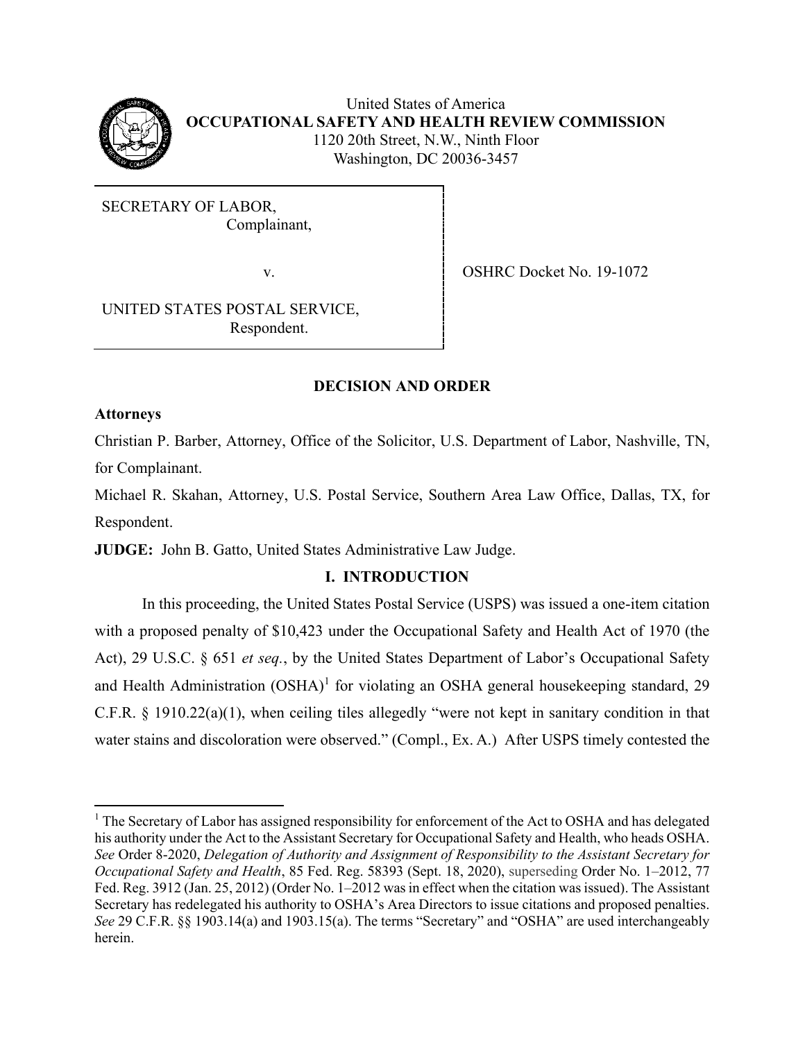United States of America
**OCCUPATIONAL SAFETY AND HEALTH REVIEW COMMISSION**
1120 20th Street, N.W., Ninth Floor
Washington, DC 20036-3457

| | |
|---|---|
| SECRETARY OF LABOR,<br>Complainant,<br><br>v.<br><br>UNITED STATES POSTAL SERVICE,<br>Respondent. | OSHRC Docket No. 19-1072 |

## DECISION AND ORDER

**Attorneys**

Christian P. Barber, Attorney, Office of the Solicitor, U.S. Department of Labor, Nashville, TN, for Complainant.

Michael R. Skahan, Attorney, U.S. Postal Service, Southern Area Law Office, Dallas, TX, for Respondent.

**JUDGE:** John B. Gatto, United States Administrative Law Judge.

## I. INTRODUCTION

In this proceeding, the United States Postal Service (USPS) was issued a one-item citation with a proposed penalty of $10,423 under the Occupational Safety and Health Act of 1970 (the Act), 29 U.S.C. § 651 *et seq.*, by the United States Department of Labor's Occupational Safety and Health Administration (OSHA)[1] for violating an OSHA general housekeeping standard, 29 C.F.R. § 1910.22(a)(1), when ceiling tiles allegedly "were not kept in sanitary condition in that water stains and discoloration were observed." (Compl., Ex. A.) After USPS timely contested the

---

[1] The Secretary of Labor has assigned responsibility for enforcement of the Act to OSHA and has delegated his authority under the Act to the Assistant Secretary for Occupational Safety and Health, who heads OSHA. *See* Order 8-2020, *Delegation of Authority and Assignment of Responsibility to the Assistant Secretary for Occupational Safety and Health*, 85 Fed. Reg. 58393 (Sept. 18, 2020), superseding Order No. 1–2012, 77 Fed. Reg. 3912 (Jan. 25, 2012) (Order No. 1–2012 was in effect when the citation was issued). The Assistant Secretary has redelegated his authority to OSHA's Area Directors to issue citations and proposed penalties. *See* 29 C.F.R. §§ 1903.14(a) and 1903.15(a). The terms "Secretary" and "OSHA" are used interchangeably herein.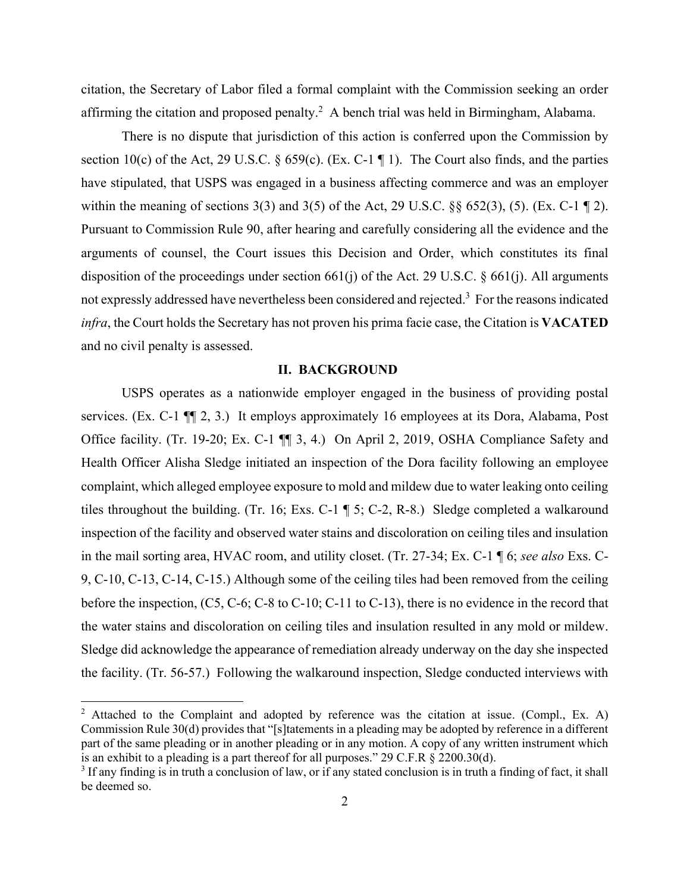citation, the Secretary of Labor filed a formal complaint with the Commission seeking an order affirming the citation and proposed penalty.[2] A bench trial was held in Birmingham, Alabama.

There is no dispute that jurisdiction of this action is conferred upon the Commission by section 10(c) of the Act, 29 U.S.C. § 659(c). (Ex. C-1 ¶ 1). The Court also finds, and the parties have stipulated, that USPS was engaged in a business affecting commerce and was an employer within the meaning of sections 3(3) and 3(5) of the Act, 29 U.S.C. §§ 652(3), (5). (Ex. C-1 ¶ 2). Pursuant to Commission Rule 90, after hearing and carefully considering all the evidence and the arguments of counsel, the Court issues this Decision and Order, which constitutes its final disposition of the proceedings under section 661(j) of the Act. 29 U.S.C. § 661(j). All arguments not expressly addressed have nevertheless been considered and rejected.[3] For the reasons indicated *infra*, the Court holds the Secretary has not proven his prima facie case, the Citation is **VACATED** and no civil penalty is assessed.

## II. BACKGROUND

USPS operates as a nationwide employer engaged in the business of providing postal services. (Ex. C-1 ¶¶ 2, 3.) It employs approximately 16 employees at its Dora, Alabama, Post Office facility. (Tr. 19-20; Ex. C-1 ¶¶ 3, 4.) On April 2, 2019, OSHA Compliance Safety and Health Officer Alisha Sledge initiated an inspection of the Dora facility following an employee complaint, which alleged employee exposure to mold and mildew due to water leaking onto ceiling tiles throughout the building. (Tr. 16; Exs. C-1 ¶ 5; C-2, R-8.) Sledge completed a walkaround inspection of the facility and observed water stains and discoloration on ceiling tiles and insulation in the mail sorting area, HVAC room, and utility closet. (Tr. 27-34; Ex. C-1 ¶ 6; *see also* Exs. C-9, C-10, C-13, C-14, C-15.) Although some of the ceiling tiles had been removed from the ceiling before the inspection, (C5, C-6; C-8 to C-10; C-11 to C-13), there is no evidence in the record that the water stains and discoloration on ceiling tiles and insulation resulted in any mold or mildew. Sledge did acknowledge the appearance of remediation already underway on the day she inspected the facility. (Tr. 56-57.) Following the walkaround inspection, Sledge conducted interviews with

---

[2] Attached to the Complaint and adopted by reference was the citation at issue. (Compl., Ex. A) Commission Rule 30(d) provides that "[s]tatements in a pleading may be adopted by reference in a different part of the same pleading or in another pleading or in any motion. A copy of any written instrument which is an exhibit to a pleading is a part thereof for all purposes." 29 C.F.R § 2200.30(d).

[3] If any finding is in truth a conclusion of law, or if any stated conclusion is in truth a finding of fact, it shall be deemed so.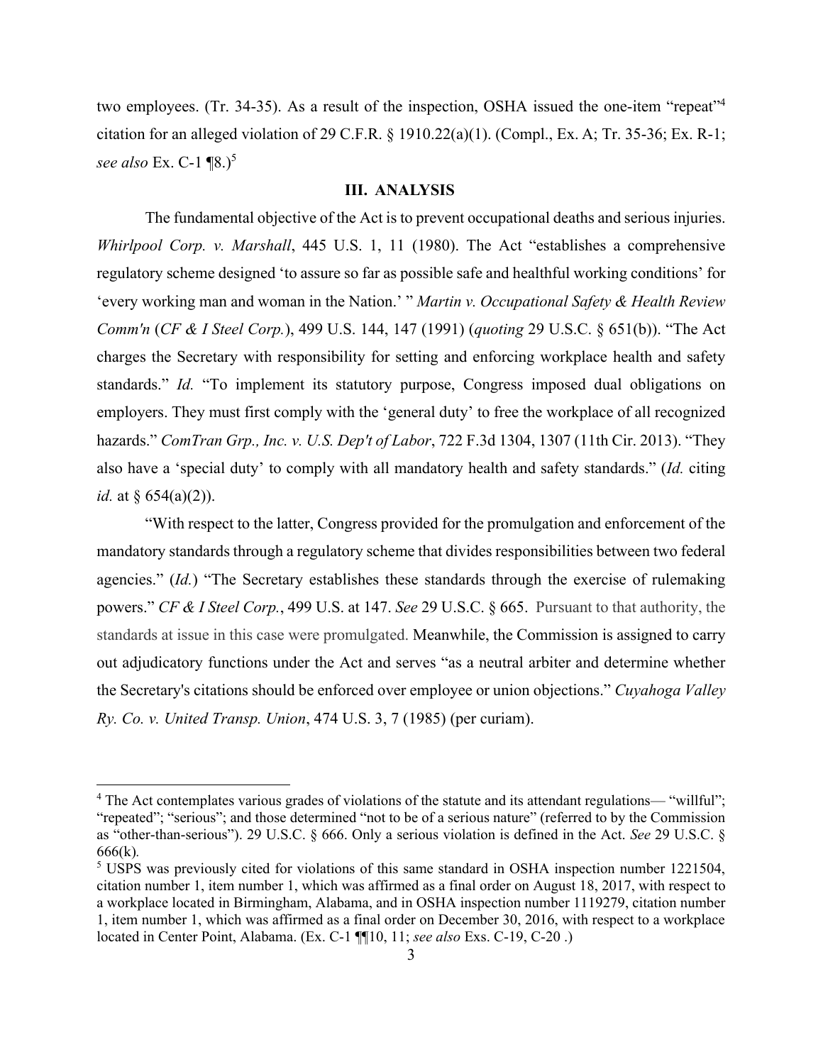two employees. (Tr. 34-35). As a result of the inspection, OSHA issued the one-item "repeat"[4] citation for an alleged violation of 29 C.F.R. § 1910.22(a)(1). (Compl., Ex. A; Tr. 35-36; Ex. R-1; *see also* Ex. C-1 ¶8.)[5]

## III. ANALYSIS

The fundamental objective of the Act is to prevent occupational deaths and serious injuries. *Whirlpool Corp. v. Marshall*, 445 U.S. 1, 11 (1980). The Act "establishes a comprehensive regulatory scheme designed 'to assure so far as possible safe and healthful working conditions' for 'every working man and woman in the Nation.' " *Martin v. Occupational Safety & Health Review Comm'n* (*CF & I Steel Corp.*), 499 U.S. 144, 147 (1991) (*quoting* 29 U.S.C. § 651(b)). "The Act charges the Secretary with responsibility for setting and enforcing workplace health and safety standards." *Id.* "To implement its statutory purpose, Congress imposed dual obligations on employers. They must first comply with the 'general duty' to free the workplace of all recognized hazards." *ComTran Grp., Inc. v. U.S. Dep't of Labor*, 722 F.3d 1304, 1307 (11th Cir. 2013). "They also have a 'special duty' to comply with all mandatory health and safety standards." (*Id.* citing *id.* at § 654(a)(2)).

"With respect to the latter, Congress provided for the promulgation and enforcement of the mandatory standards through a regulatory scheme that divides responsibilities between two federal agencies." (*Id.*) "The Secretary establishes these standards through the exercise of rulemaking powers." *CF & I Steel Corp.*, 499 U.S. at 147. *See* 29 U.S.C. § 665. Pursuant to that authority, the standards at issue in this case were promulgated. Meanwhile, the Commission is assigned to carry out adjudicatory functions under the Act and serves "as a neutral arbiter and determine whether the Secretary's citations should be enforced over employee or union objections." *Cuyahoga Valley Ry. Co. v. United Transp. Union*, 474 U.S. 3, 7 (1985) (per curiam).

---

[4] The Act contemplates various grades of violations of the statute and its attendant regulations— "willful"; "repeated"; "serious"; and those determined "not to be of a serious nature" (referred to by the Commission as "other-than-serious"). 29 U.S.C. § 666. Only a serious violation is defined in the Act. *See* 29 U.S.C. § 666(k).

[5] USPS was previously cited for violations of this same standard in OSHA inspection number 1221504, citation number 1, item number 1, which was affirmed as a final order on August 18, 2017, with respect to a workplace located in Birmingham, Alabama, and in OSHA inspection number 1119279, citation number 1, item number 1, which was affirmed as a final order on December 30, 2016, with respect to a workplace located in Center Point, Alabama. (Ex. C-1 ¶¶10, 11; *see also* Exs. C-19, C-20 .)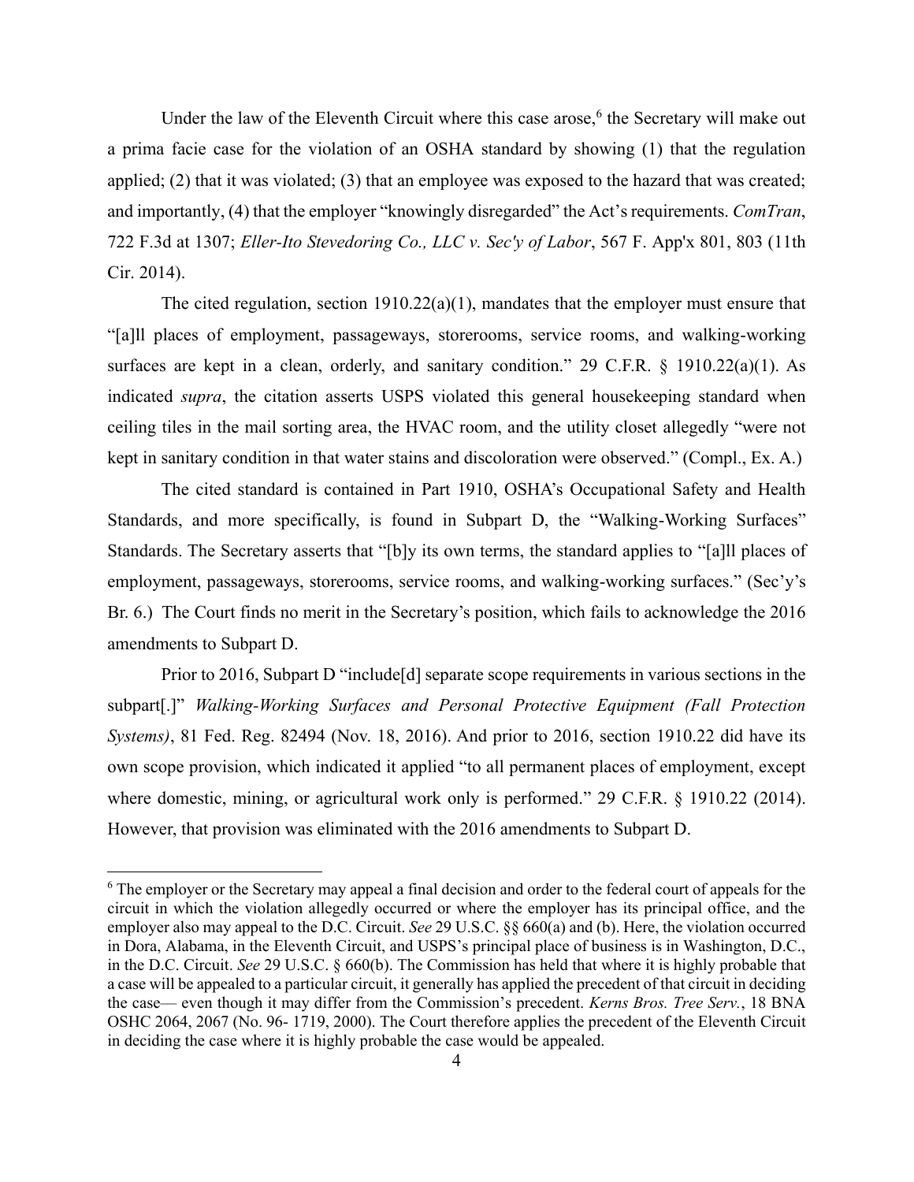Under the law of the Eleventh Circuit where this case arose,[6] the Secretary will make out a prima facie case for the violation of an OSHA standard by showing (1) that the regulation applied; (2) that it was violated; (3) that an employee was exposed to the hazard that was created; and importantly, (4) that the employer "knowingly disregarded" the Act's requirements. *ComTran*, 722 F.3d at 1307; *Eller-Ito Stevedoring Co., LLC v. Sec'y of Labor*, 567 F. App'x 801, 803 (11th Cir. 2014).

The cited regulation, section 1910.22(a)(1), mandates that the employer must ensure that "[a]ll places of employment, passageways, storerooms, service rooms, and walking-working surfaces are kept in a clean, orderly, and sanitary condition." 29 C.F.R. § 1910.22(a)(1). As indicated *supra*, the citation asserts USPS violated this general housekeeping standard when ceiling tiles in the mail sorting area, the HVAC room, and the utility closet allegedly "were not kept in sanitary condition in that water stains and discoloration were observed." (Compl., Ex. A.)

The cited standard is contained in Part 1910, OSHA's Occupational Safety and Health Standards, and more specifically, is found in Subpart D, the "Walking-Working Surfaces" Standards. The Secretary asserts that "[b]y its own terms, the standard applies to "[a]ll places of employment, passageways, storerooms, service rooms, and walking-working surfaces." (Sec'y's Br. 6.) The Court finds no merit in the Secretary's position, which fails to acknowledge the 2016 amendments to Subpart D.

Prior to 2016, Subpart D "include[d] separate scope requirements in various sections in the subpart[.]" *Walking-Working Surfaces and Personal Protective Equipment (Fall Protection Systems)*, 81 Fed. Reg. 82494 (Nov. 18, 2016). And prior to 2016, section 1910.22 did have its own scope provision, which indicated it applied "to all permanent places of employment, except where domestic, mining, or agricultural work only is performed." 29 C.F.R. § 1910.22 (2014). However, that provision was eliminated with the 2016 amendments to Subpart D.

---

[6] The employer or the Secretary may appeal a final decision and order to the federal court of appeals for the circuit in which the violation allegedly occurred or where the employer has its principal office, and the employer also may appeal to the D.C. Circuit. *See* 29 U.S.C. §§ 660(a) and (b). Here, the violation occurred in Dora, Alabama, in the Eleventh Circuit, and USPS's principal place of business is in Washington, D.C., in the D.C. Circuit. *See* 29 U.S.C. § 660(b). The Commission has held that where it is highly probable that a case will be appealed to a particular circuit, it generally has applied the precedent of that circuit in deciding the case— even though it may differ from the Commission's precedent. *Kerns Bros. Tree Serv.*, 18 BNA OSHC 2064, 2067 (No. 96- 1719, 2000). The Court therefore applies the precedent of the Eleventh Circuit in deciding the case where it is highly probable the case would be appealed.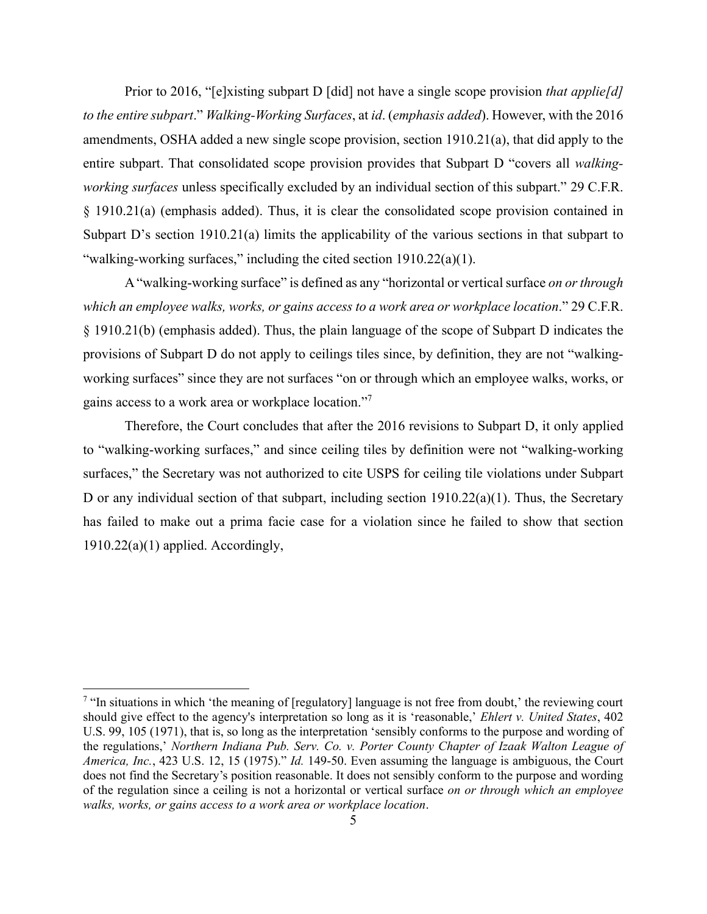Prior to 2016, "[e]xisting subpart D [did] not have a single scope provision *that applie[d] to the entire subpart*." *Walking-Working Surfaces*, at *id*. (*emphasis added*). However, with the 2016 amendments, OSHA added a new single scope provision, section 1910.21(a), that did apply to the entire subpart. That consolidated scope provision provides that Subpart D "covers all *walking-working surfaces* unless specifically excluded by an individual section of this subpart." 29 C.F.R. § 1910.21(a) (emphasis added). Thus, it is clear the consolidated scope provision contained in Subpart D's section 1910.21(a) limits the applicability of the various sections in that subpart to "walking-working surfaces," including the cited section 1910.22(a)(1).

A "walking-working surface" is defined as any "horizontal or vertical surface *on or through which an employee walks, works, or gains access to a work area or workplace location*." 29 C.F.R. § 1910.21(b) (emphasis added). Thus, the plain language of the scope of Subpart D indicates the provisions of Subpart D do not apply to ceilings tiles since, by definition, they are not "walking-working surfaces" since they are not surfaces "on or through which an employee walks, works, or gains access to a work area or workplace location."[7]

Therefore, the Court concludes that after the 2016 revisions to Subpart D, it only applied to "walking-working surfaces," and since ceiling tiles by definition were not "walking-working surfaces," the Secretary was not authorized to cite USPS for ceiling tile violations under Subpart D or any individual section of that subpart, including section 1910.22(a)(1). Thus, the Secretary has failed to make out a prima facie case for a violation since he failed to show that section 1910.22(a)(1) applied. Accordingly,

---

[7] "In situations in which 'the meaning of [regulatory] language is not free from doubt,' the reviewing court should give effect to the agency's interpretation so long as it is 'reasonable,' *Ehlert v. United States*, 402 U.S. 99, 105 (1971), that is, so long as the interpretation 'sensibly conforms to the purpose and wording of the regulations,' *Northern Indiana Pub. Serv. Co. v. Porter County Chapter of Izaak Walton League of America, Inc.*, 423 U.S. 12, 15 (1975)." *Id.* 149-50. Even assuming the language is ambiguous, the Court does not find the Secretary's position reasonable. It does not sensibly conform to the purpose and wording of the regulation since a ceiling is not a horizontal or vertical surface *on or through which an employee walks, works, or gains access to a work area or workplace location*.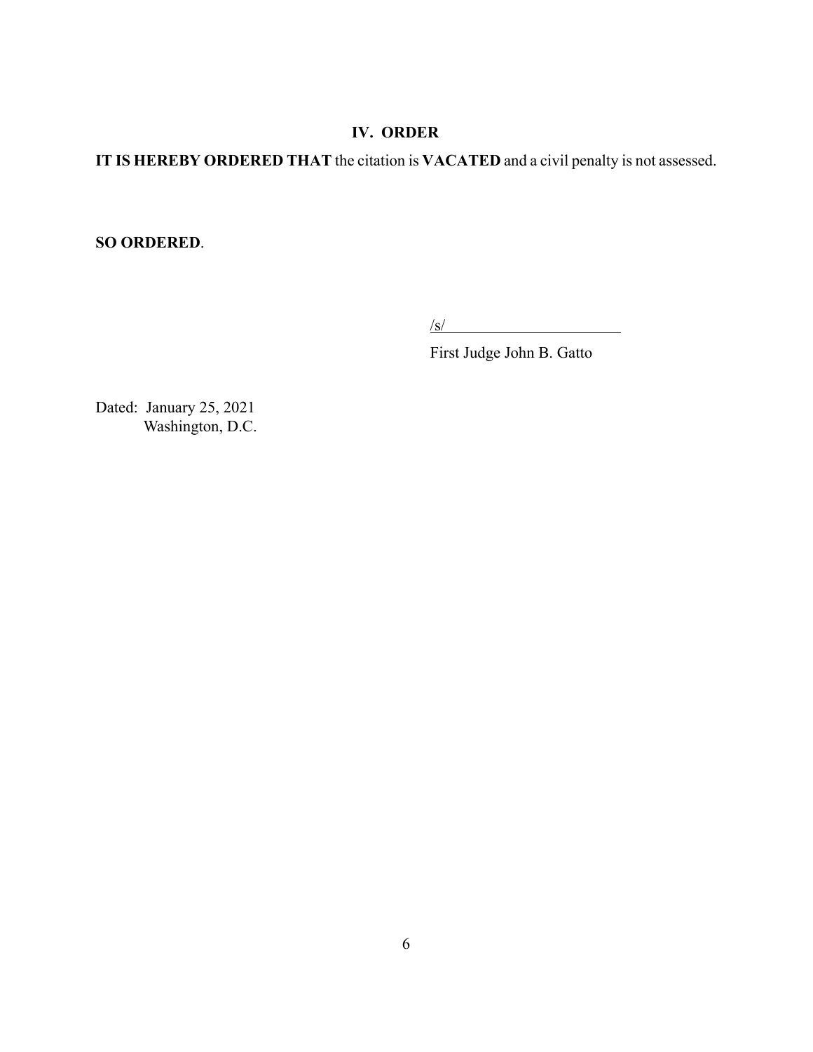## IV. ORDER

**IT IS HEREBY ORDERED THAT** the citation is **VACATED** and a civil penalty is not assessed.

**SO ORDERED**.

/s/

First Judge John B. Gatto

Dated: January 25, 2021
Washington, D.C.